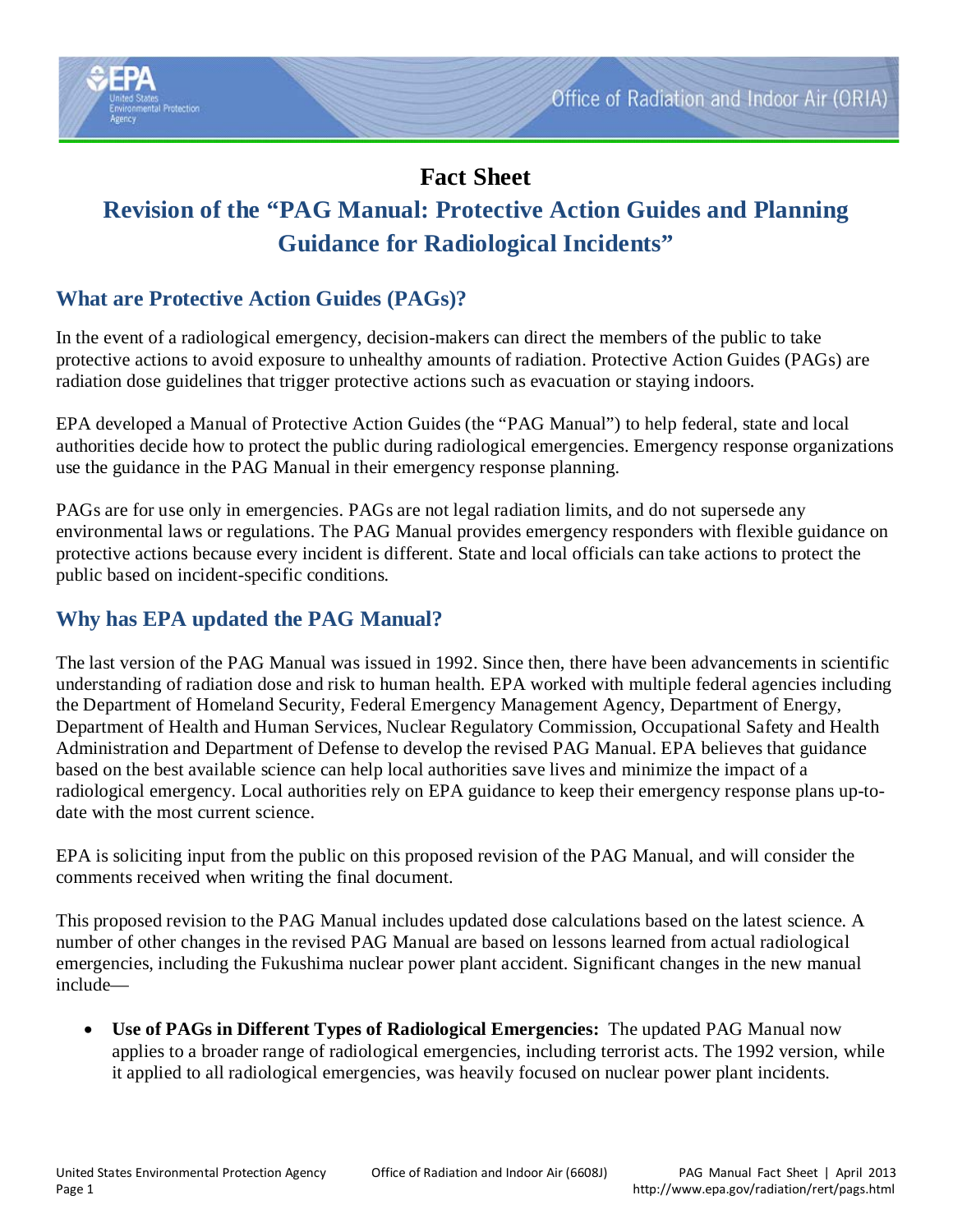# Fact Sheet

## Revision of the "PAG Manual: Protective Action Guides and Planning Guidance for Radiological Incidents"

### What are Protective Action Guides (PAGs)?

In the event of a radiological emergency, decision-makers can direct the members of the public to take protective actions to avoid exposure to unhealthy amounts of radiation. Protective Action Guides (PAGs) are radiation dose guidelines that trigger protective actions such as evacuation or staying indoors.

EPA developed a Manual of Protective Action Guides (the "PAG Manual") to help federal, state and local authorities decide how to protect the public during radiological emergencies. Emergency response organizations use the guidance in the PAG Manual in their emergency response planning.

PAGs are for use only in emergencies. PAGs are not legal radiation limits, and do not supersede any environmental laws or regulations. The PAG Manual provides emergency responders with flexible guidance on protective actions because every incident is different. State and local officials can take actions to protect the public based on incident-specific conditions.

### Why has EPA updated the PAG Manual?

The last version of the PAG Manual was issued in 1992. Since then, there have been advancements in scientific understanding of radiation dose and risk to human health. EPA worked with multiple federal agencies including the Department of Homeland Security, Federal Emergency Management Agency, Department of Energy, Department of Health and Human Services, Nuclear Regulatory Commission, Occupational Safety and Health Administration and Department of Defense to develop the revised PAG Manual. EPA believes that guidance based on the best available science can help local authorities save lives and minimize the impact of a radiological emergency. Local authorities rely on EPA guidance to keep their emergency response plans up-to-date with the most current science.

EPA is soliciting input from the public on this proposed revision of the PAG Manual, and will consider the comments received when writing the final document.

This proposed revision to the PAG Manual includes updated dose calculations based on the latest science. A number of other changes in the revised PAG Manual are based on lessons learned from actual radiological emergencies, including the Fukushima nuclear power plant accident. Significant changes in the new manual include—

- **Use of PAGs in Different Types of Radiological Emergencies:** The updated PAG Manual now applies to a broader range of radiological emergencies, including terrorist acts. The 1992 version, while it applied to all radiological emergencies, was heavily focused on nuclear power plant incidents.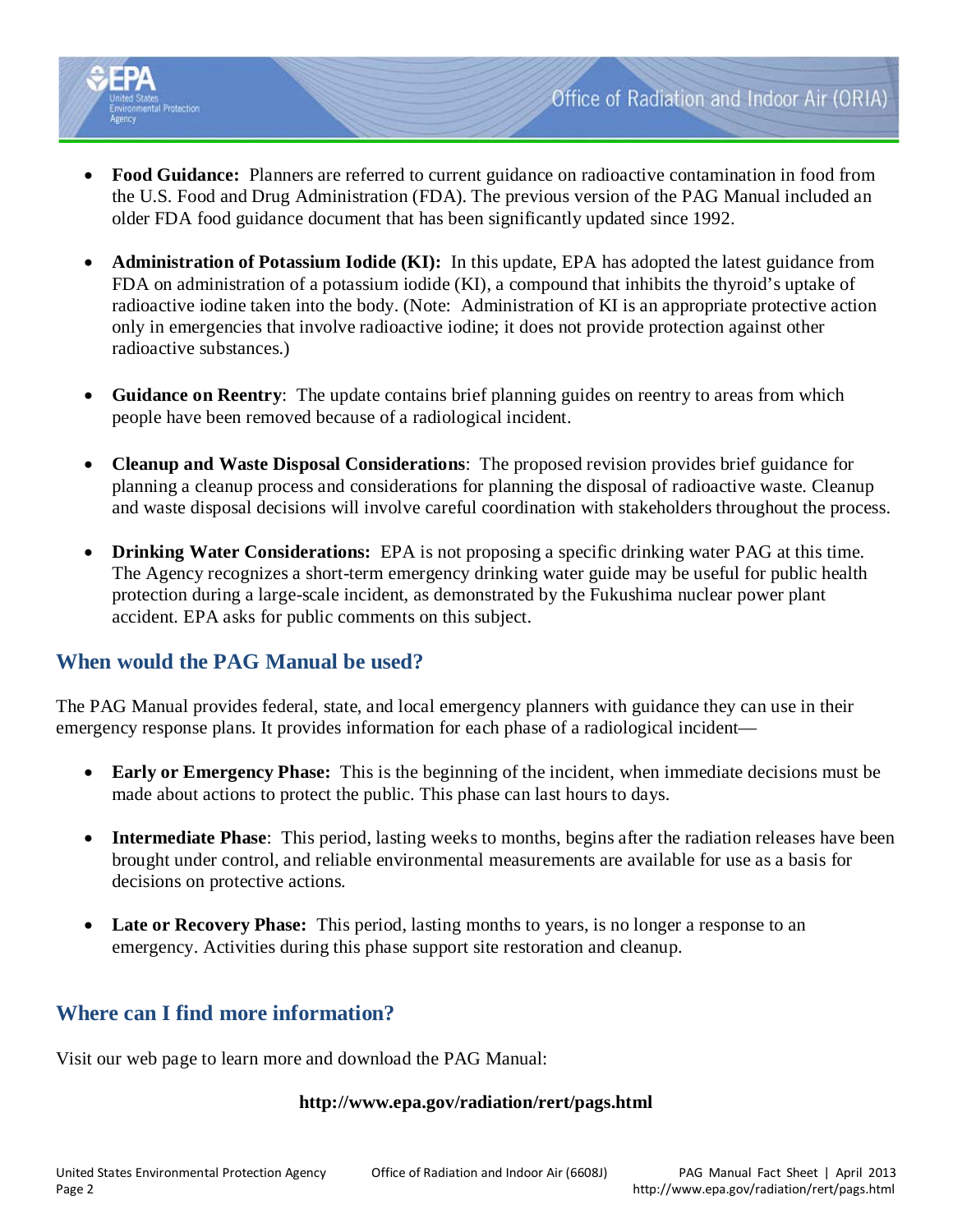- **Food Guidance:** Planners are referred to current guidance on radioactive contamination in food from the U.S. Food and Drug Administration (FDA). The previous version of the PAG Manual included an older FDA food guidance document that has been significantly updated since 1992.

- **Administration of Potassium Iodide (KI):** In this update, EPA has adopted the latest guidance from FDA on administration of a potassium iodide (KI), a compound that inhibits the thyroid's uptake of radioactive iodine taken into the body. (Note: Administration of KI is an appropriate protective action only in emergencies that involve radioactive iodine; it does not provide protection against other radioactive substances.)

- **Guidance on Reentry**: The update contains brief planning guides on reentry to areas from which people have been removed because of a radiological incident.

- **Cleanup and Waste Disposal Considerations**: The proposed revision provides brief guidance for planning a cleanup process and considerations for planning the disposal of radioactive waste. Cleanup and waste disposal decisions will involve careful coordination with stakeholders throughout the process.

- **Drinking Water Considerations:** EPA is not proposing a specific drinking water PAG at this time. The Agency recognizes a short-term emergency drinking water guide may be useful for public health protection during a large-scale incident, as demonstrated by the Fukushima nuclear power plant accident. EPA asks for public comments on this subject.

## When would the PAG Manual be used?

The PAG Manual provides federal, state, and local emergency planners with guidance they can use in their emergency response plans. It provides information for each phase of a radiological incident—

- **Early or Emergency Phase:** This is the beginning of the incident, when immediate decisions must be made about actions to protect the public. This phase can last hours to days.

- **Intermediate Phase**: This period, lasting weeks to months, begins after the radiation releases have been brought under control, and reliable environmental measurements are available for use as a basis for decisions on protective actions.

- **Late or Recovery Phase:** This period, lasting months to years, is no longer a response to an emergency. Activities during this phase support site restoration and cleanup.

## Where can I find more information?

Visit our web page to learn more and download the PAG Manual:

**http://www.epa.gov/radiation/rert/pags.html**